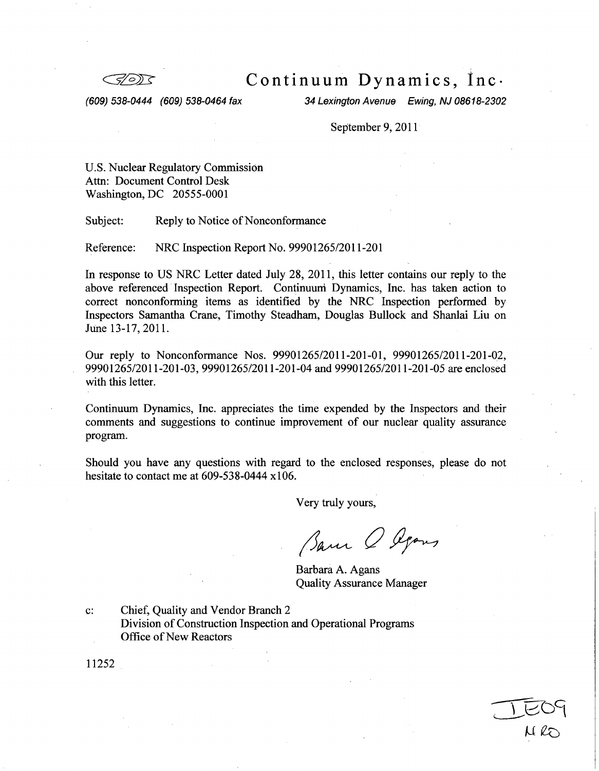# Continuum Dynamics, Inc.

*(609) 538-0444 (609) 538-0464 fax* *34 Lexington Avenue Ewing, NJ 08618-2302*

September 9, 2011

U.S. Nuclear Regulatory Commission
Attn: Document Control Desk
Washington, DC 20555-0001

Subject: Reply to Notice of Nonconformance

Reference: NRC Inspection Report No. 99901265/2011-201

In response to US NRC Letter dated July 28, 2011, this letter contains our reply to the above referenced Inspection Report. Continuum Dynamics, Inc. has taken action to correct nonconforming items as identified by the NRC Inspection performed by Inspectors Samantha Crane, Timothy Steadham, Douglas Bullock and Shanlai Liu on June 13-17, 2011.

Our reply to Nonconformance Nos. 99901265/2011-201-01, 99901265/2011-201-02, 99901265/2011-201-03, 99901265/2011-201-04 and 99901265/2011-201-05 are enclosed with this letter.

Continuum Dynamics, Inc. appreciates the time expended by the Inspectors and their comments and suggestions to continue improvement of our nuclear quality assurance program.

Should you have any questions with regard to the enclosed responses, please do not hesitate to contact me at 609-538-0444 x106.

Very truly yours,

Barbara A. Agans
Quality Assurance Manager

c: Chief, Quality and Vendor Branch 2
Division of Construction Inspection and Operational Programs
Office of New Reactors

11252

IE09
NRO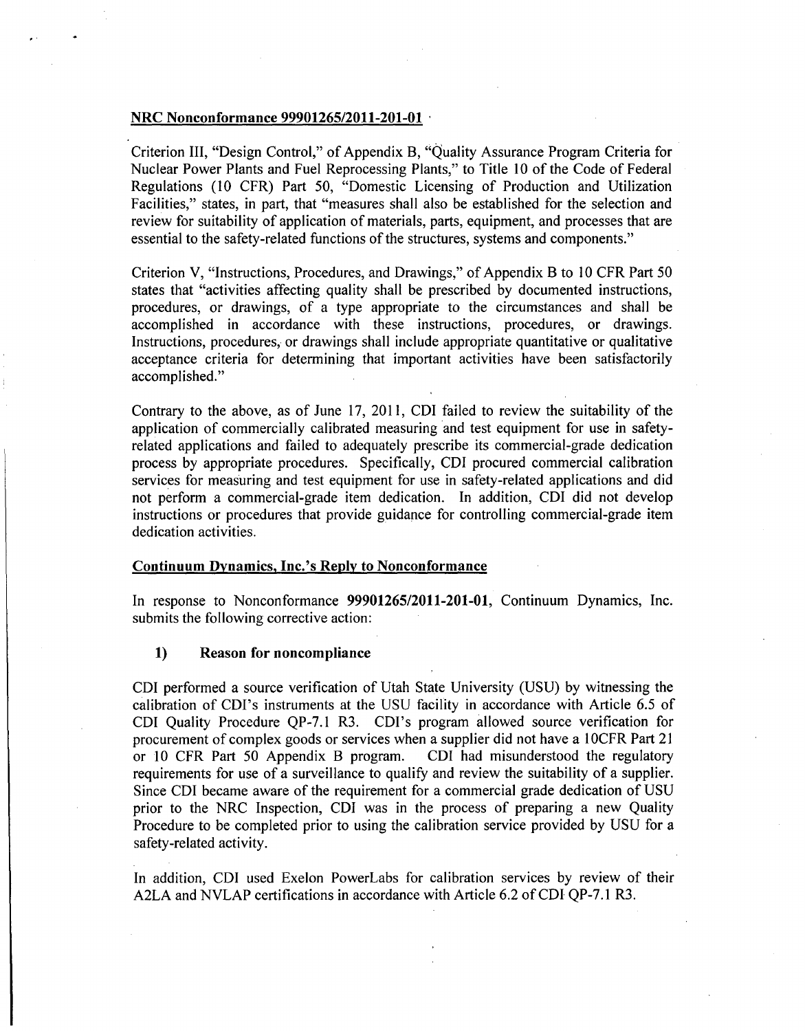**NRC Nonconformance 99901265/2011-201-01**

Criterion III, "Design Control," of Appendix B, "Quality Assurance Program Criteria for Nuclear Power Plants and Fuel Reprocessing Plants," to Title 10 of the Code of Federal Regulations (10 CFR) Part 50, "Domestic Licensing of Production and Utilization Facilities," states, in part, that "measures shall also be established for the selection and review for suitability of application of materials, parts, equipment, and processes that are essential to the safety-related functions of the structures, systems and components."

Criterion V, "Instructions, Procedures, and Drawings," of Appendix B to 10 CFR Part 50 states that "activities affecting quality shall be prescribed by documented instructions, procedures, or drawings, of a type appropriate to the circumstances and shall be accomplished in accordance with these instructions, procedures, or drawings. Instructions, procedures, or drawings shall include appropriate quantitative or qualitative acceptance criteria for determining that important activities have been satisfactorily accomplished."

Contrary to the above, as of June 17, 2011, CDI failed to review the suitability of the application of commercially calibrated measuring and test equipment for use in safety-related applications and failed to adequately prescribe its commercial-grade dedication process by appropriate procedures. Specifically, CDI procured commercial calibration services for measuring and test equipment for use in safety-related applications and did not perform a commercial-grade item dedication. In addition, CDI did not develop instructions or procedures that provide guidance for controlling commercial-grade item dedication activities.

**Continuum Dynamics, Inc.'s Reply to Nonconformance**

In response to Nonconformance **99901265/2011-201-01**, Continuum Dynamics, Inc. submits the following corrective action:

1) **Reason for noncompliance**

CDI performed a source verification of Utah State University (USU) by witnessing the calibration of CDI's instruments at the USU facility in accordance with Article 6.5 of CDI Quality Procedure QP-7.1 R3. CDI's program allowed source verification for procurement of complex goods or services when a supplier did not have a 10CFR Part 21 or 10 CFR Part 50 Appendix B program. CDI had misunderstood the regulatory requirements for use of a surveillance to qualify and review the suitability of a supplier. Since CDI became aware of the requirement for a commercial grade dedication of USU prior to the NRC Inspection, CDI was in the process of preparing a new Quality Procedure to be completed prior to using the calibration service provided by USU for a safety-related activity.

In addition, CDI used Exelon PowerLabs for calibration services by review of their A2LA and NVLAP certifications in accordance with Article 6.2 of CDI QP-7.1 R3.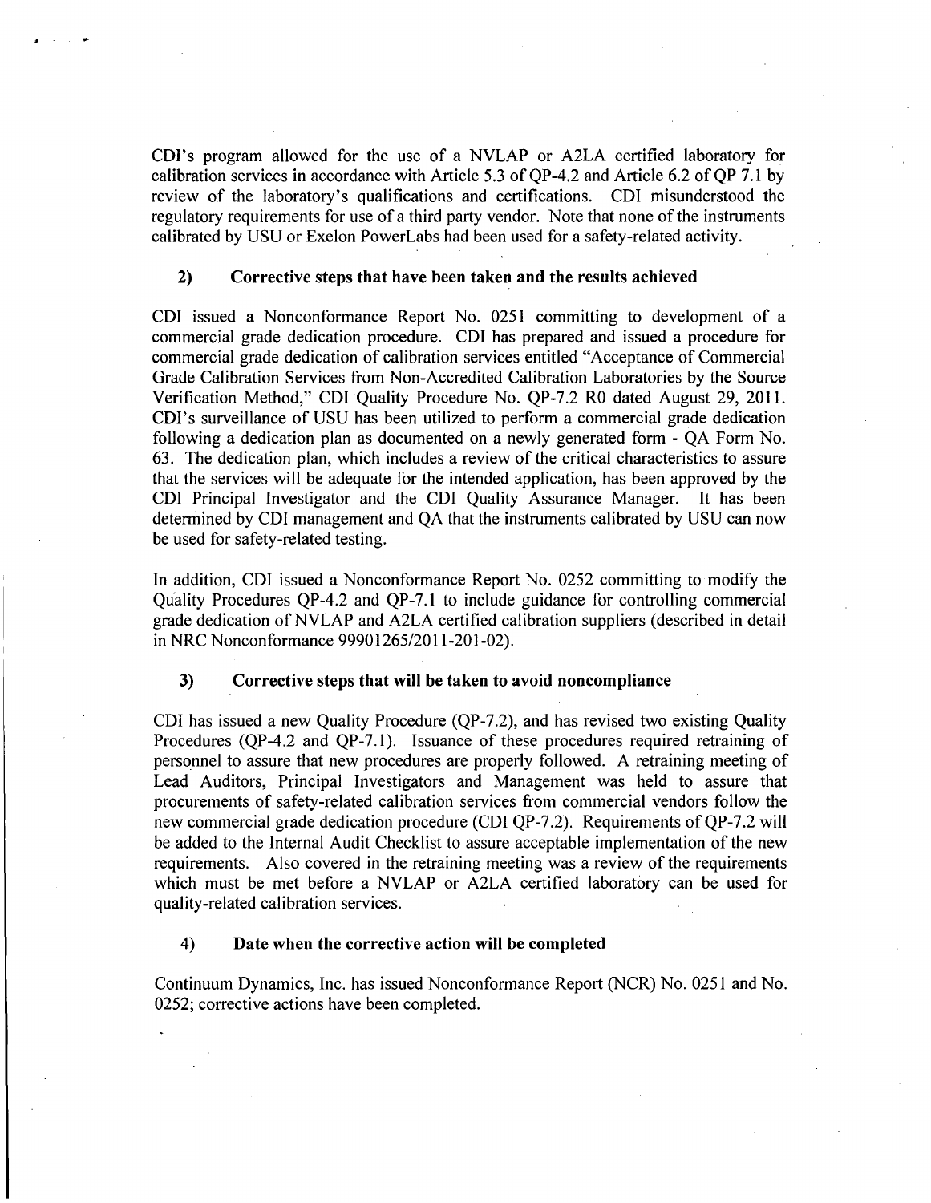CDI's program allowed for the use of a NVLAP or A2LA certified laboratory for calibration services in accordance with Article 5.3 of QP-4.2 and Article 6.2 of QP 7.1 by review of the laboratory's qualifications and certifications. CDI misunderstood the regulatory requirements for use of a third party vendor. Note that none of the instruments calibrated by USU or Exelon PowerLabs had been used for a safety-related activity.

### 2) Corrective steps that have been taken and the results achieved

CDI issued a Nonconformance Report No. 0251 committing to development of a commercial grade dedication procedure. CDI has prepared and issued a procedure for commercial grade dedication of calibration services entitled "Acceptance of Commercial Grade Calibration Services from Non-Accredited Calibration Laboratories by the Source Verification Method," CDI Quality Procedure No. QP-7.2 R0 dated August 29, 2011. CDI's surveillance of USU has been utilized to perform a commercial grade dedication following a dedication plan as documented on a newly generated form - QA Form No. 63. The dedication plan, which includes a review of the critical characteristics to assure that the services will be adequate for the intended application, has been approved by the CDI Principal Investigator and the CDI Quality Assurance Manager. It has been determined by CDI management and QA that the instruments calibrated by USU can now be used for safety-related testing.

In addition, CDI issued a Nonconformance Report No. 0252 committing to modify the Quality Procedures QP-4.2 and QP-7.1 to include guidance for controlling commercial grade dedication of NVLAP and A2LA certified calibration suppliers (described in detail in NRC Nonconformance 99901265/2011-201-02).

### 3) Corrective steps that will be taken to avoid noncompliance

CDI has issued a new Quality Procedure (QP-7.2), and has revised two existing Quality Procedures (QP-4.2 and QP-7.1). Issuance of these procedures required retraining of personnel to assure that new procedures are properly followed. A retraining meeting of Lead Auditors, Principal Investigators and Management was held to assure that procurements of safety-related calibration services from commercial vendors follow the new commercial grade dedication procedure (CDI QP-7.2). Requirements of QP-7.2 will be added to the Internal Audit Checklist to assure acceptable implementation of the new requirements. Also covered in the retraining meeting was a review of the requirements which must be met before a NVLAP or A2LA certified laboratory can be used for quality-related calibration services.

### 4) Date when the corrective action will be completed

Continuum Dynamics, Inc. has issued Nonconformance Report (NCR) No. 0251 and No. 0252; corrective actions have been completed.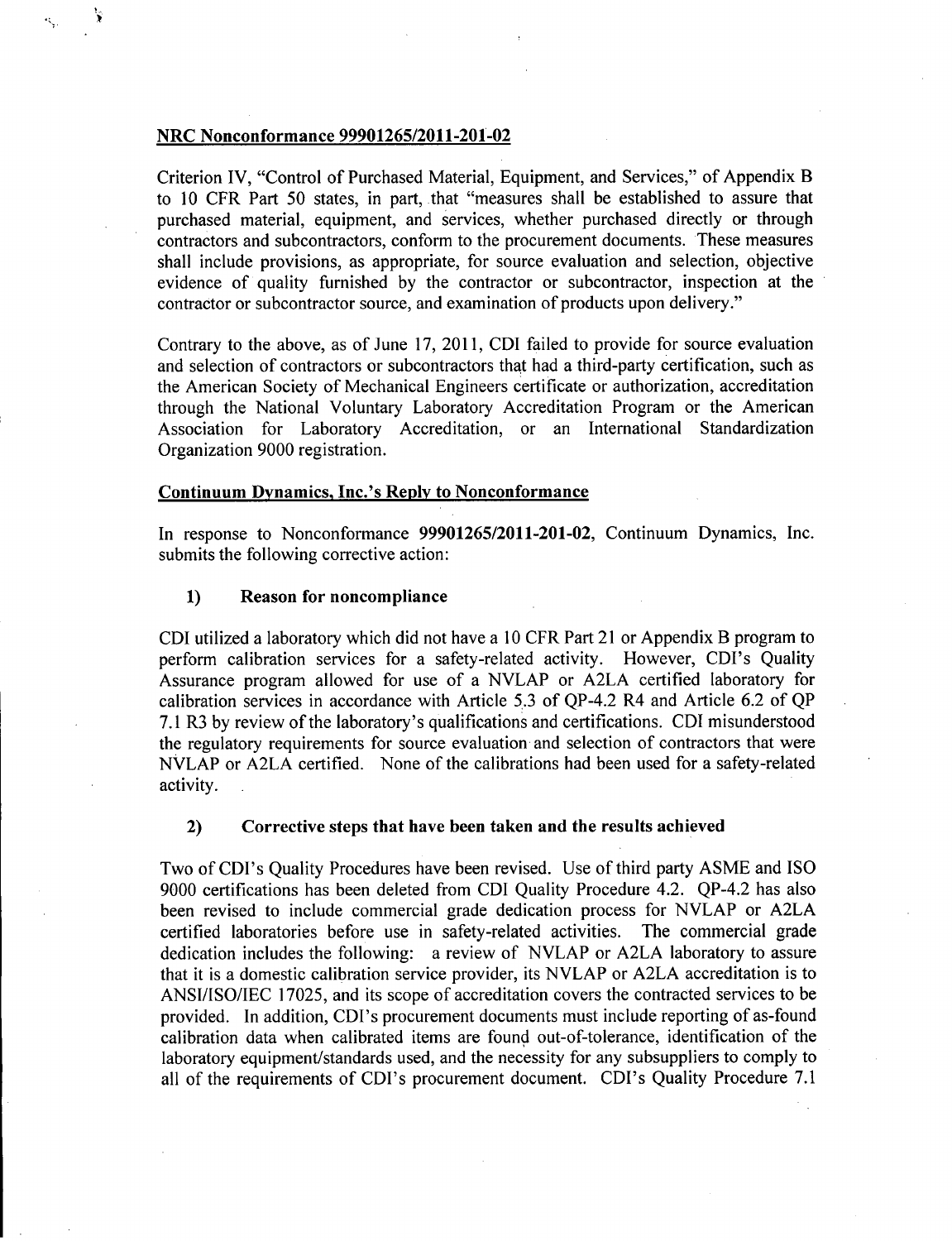**NRC Nonconformance 99901265/2011-201-02**

Criterion IV, "Control of Purchased Material, Equipment, and Services," of Appendix B to 10 CFR Part 50 states, in part, that "measures shall be established to assure that purchased material, equipment, and services, whether purchased directly or through contractors and subcontractors, conform to the procurement documents. These measures shall include provisions, as appropriate, for source evaluation and selection, objective evidence of quality furnished by the contractor or subcontractor, inspection at the contractor or subcontractor source, and examination of products upon delivery."

Contrary to the above, as of June 17, 2011, CDI failed to provide for source evaluation and selection of contractors or subcontractors that had a third-party certification, such as the American Society of Mechanical Engineers certificate or authorization, accreditation through the National Voluntary Laboratory Accreditation Program or the American Association for Laboratory Accreditation, or an International Standardization Organization 9000 registration.

**Continuum Dynamics, Inc.'s Reply to Nonconformance**

In response to Nonconformance **99901265/2011-201-02**, Continuum Dynamics, Inc. submits the following corrective action:

**1) Reason for noncompliance**

CDI utilized a laboratory which did not have a 10 CFR Part 21 or Appendix B program to perform calibration services for a safety-related activity. However, CDI's Quality Assurance program allowed for use of a NVLAP or A2LA certified laboratory for calibration services in accordance with Article 5.3 of QP-4.2 R4 and Article 6.2 of QP 7.1 R3 by review of the laboratory's qualifications and certifications. CDI misunderstood the regulatory requirements for source evaluation and selection of contractors that were NVLAP or A2LA certified. None of the calibrations had been used for a safety-related activity.

**2) Corrective steps that have been taken and the results achieved**

Two of CDI's Quality Procedures have been revised. Use of third party ASME and ISO 9000 certifications has been deleted from CDI Quality Procedure 4.2. QP-4.2 has also been revised to include commercial grade dedication process for NVLAP or A2LA certified laboratories before use in safety-related activities. The commercial grade dedication includes the following: a review of NVLAP or A2LA laboratory to assure that it is a domestic calibration service provider, its NVLAP or A2LA accreditation is to ANSI/ISO/IEC 17025, and its scope of accreditation covers the contracted services to be provided. In addition, CDI's procurement documents must include reporting of as-found calibration data when calibrated items are found out-of-tolerance, identification of the laboratory equipment/standards used, and the necessity for any subsuppliers to comply to all of the requirements of CDI's procurement document. CDI's Quality Procedure 7.1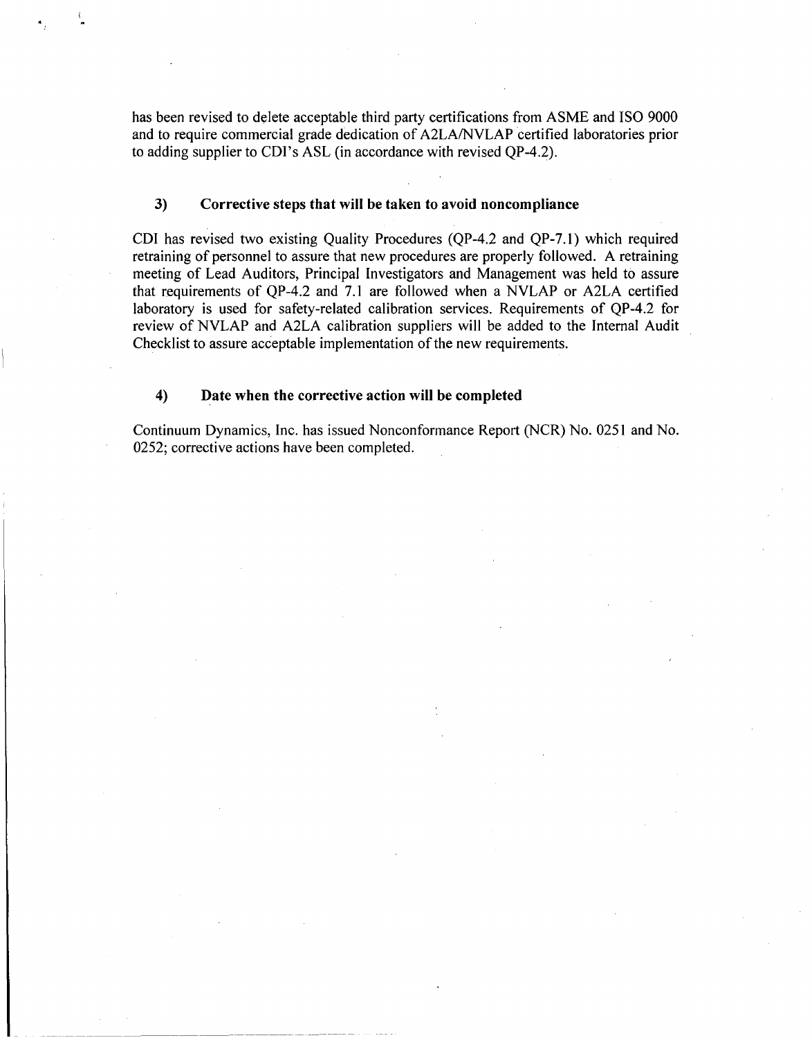has been revised to delete acceptable third party certifications from ASME and ISO 9000 and to require commercial grade dedication of A2LA/NVLAP certified laboratories prior to adding supplier to CDI's ASL (in accordance with revised QP-4.2).

### 3) Corrective steps that will be taken to avoid noncompliance

CDI has revised two existing Quality Procedures (QP-4.2 and QP-7.1) which required retraining of personnel to assure that new procedures are properly followed. A retraining meeting of Lead Auditors, Principal Investigators and Management was held to assure that requirements of QP-4.2 and 7.1 are followed when a NVLAP or A2LA certified laboratory is used for safety-related calibration services. Requirements of QP-4.2 for review of NVLAP and A2LA calibration suppliers will be added to the Internal Audit Checklist to assure acceptable implementation of the new requirements.

### 4) Date when the corrective action will be completed

Continuum Dynamics, Inc. has issued Nonconformance Report (NCR) No. 0251 and No. 0252; corrective actions have been completed.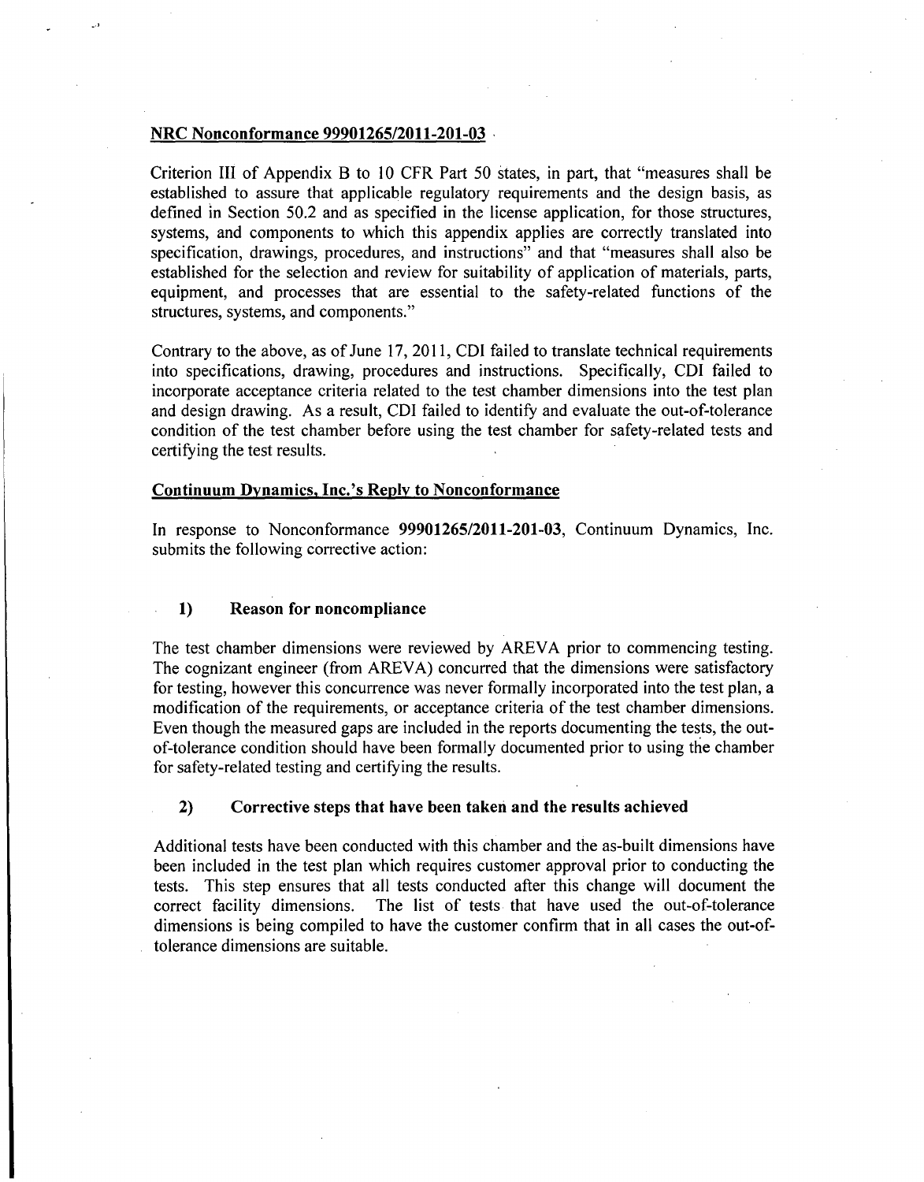**NRC Nonconformance 99901265/2011-201-03**

Criterion III of Appendix B to 10 CFR Part 50 states, in part, that "measures shall be established to assure that applicable regulatory requirements and the design basis, as defined in Section 50.2 and as specified in the license application, for those structures, systems, and components to which this appendix applies are correctly translated into specification, drawings, procedures, and instructions" and that "measures shall also be established for the selection and review for suitability of application of materials, parts, equipment, and processes that are essential to the safety-related functions of the structures, systems, and components."

Contrary to the above, as of June 17, 2011, CDI failed to translate technical requirements into specifications, drawing, procedures and instructions. Specifically, CDI failed to incorporate acceptance criteria related to the test chamber dimensions into the test plan and design drawing. As a result, CDI failed to identify and evaluate the out-of-tolerance condition of the test chamber before using the test chamber for safety-related tests and certifying the test results.

**Continuum Dynamics, Inc.'s Reply to Nonconformance**

In response to Nonconformance **99901265/2011-201-03**, Continuum Dynamics, Inc. submits the following corrective action:

**1) Reason for noncompliance**

The test chamber dimensions were reviewed by AREVA prior to commencing testing. The cognizant engineer (from AREVA) concurred that the dimensions were satisfactory for testing, however this concurrence was never formally incorporated into the test plan, a modification of the requirements, or acceptance criteria of the test chamber dimensions. Even though the measured gaps are included in the reports documenting the tests, the out-of-tolerance condition should have been formally documented prior to using the chamber for safety-related testing and certifying the results.

**2) Corrective steps that have been taken and the results achieved**

Additional tests have been conducted with this chamber and the as-built dimensions have been included in the test plan which requires customer approval prior to conducting the tests. This step ensures that all tests conducted after this change will document the correct facility dimensions. The list of tests that have used the out-of-tolerance dimensions is being compiled to have the customer confirm that in all cases the out-of-tolerance dimensions are suitable.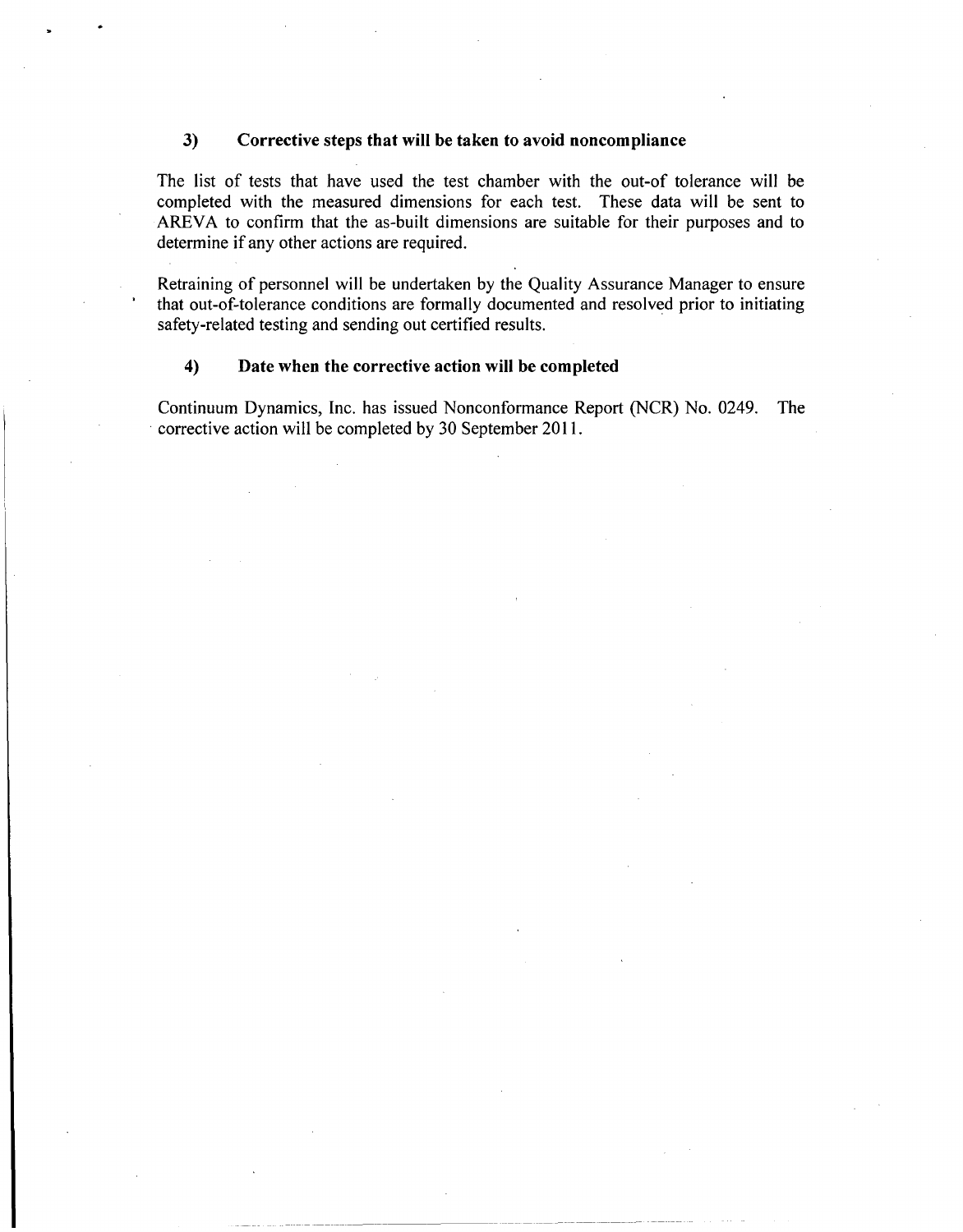### 3) Corrective steps that will be taken to avoid noncompliance

The list of tests that have used the test chamber with the out-of tolerance will be completed with the measured dimensions for each test. These data will be sent to AREVA to confirm that the as-built dimensions are suitable for their purposes and to determine if any other actions are required.

Retraining of personnel will be undertaken by the Quality Assurance Manager to ensure that out-of-tolerance conditions are formally documented and resolved prior to initiating safety-related testing and sending out certified results.

### 4) Date when the corrective action will be completed

Continuum Dynamics, Inc. has issued Nonconformance Report (NCR) No. 0249. The corrective action will be completed by 30 September 2011.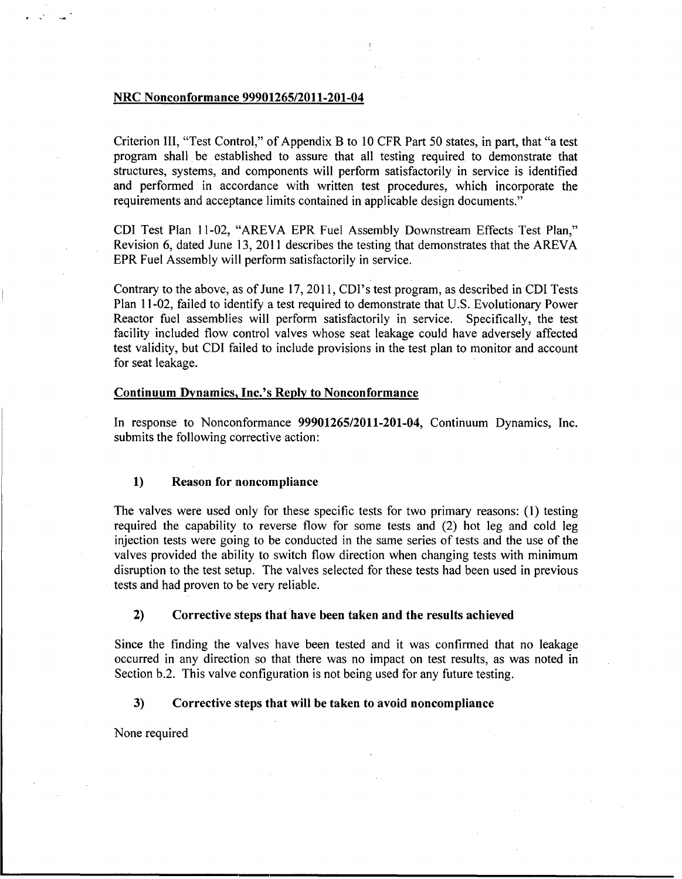**NRC Nonconformance 99901265/2011-201-04**

Criterion III, "Test Control," of Appendix B to 10 CFR Part 50 states, in part, that "a test program shall be established to assure that all testing required to demonstrate that structures, systems, and components will perform satisfactorily in service is identified and performed in accordance with written test procedures, which incorporate the requirements and acceptance limits contained in applicable design documents."

CDI Test Plan 11-02, "AREVA EPR Fuel Assembly Downstream Effects Test Plan," Revision 6, dated June 13, 2011 describes the testing that demonstrates that the AREVA EPR Fuel Assembly will perform satisfactorily in service.

Contrary to the above, as of June 17, 2011, CDI's test program, as described in CDI Tests Plan 11-02, failed to identify a test required to demonstrate that U.S. Evolutionary Power Reactor fuel assemblies will perform satisfactorily in service. Specifically, the test facility included flow control valves whose seat leakage could have adversely affected test validity, but CDI failed to include provisions in the test plan to monitor and account for seat leakage.

**Continuum Dynamics, Inc.'s Reply to Nonconformance**

In response to Nonconformance **99901265/2011-201-04**, Continuum Dynamics, Inc. submits the following corrective action:

**1) Reason for noncompliance**

The valves were used only for these specific tests for two primary reasons: (1) testing required the capability to reverse flow for some tests and (2) hot leg and cold leg injection tests were going to be conducted in the same series of tests and the use of the valves provided the ability to switch flow direction when changing tests with minimum disruption to the test setup. The valves selected for these tests had been used in previous tests and had proven to be very reliable.

**2) Corrective steps that have been taken and the results achieved**

Since the finding the valves have been tested and it was confirmed that no leakage occurred in any direction so that there was no impact on test results, as was noted in Section b.2. This valve configuration is not being used for any future testing.

**3) Corrective steps that will be taken to avoid noncompliance**

None required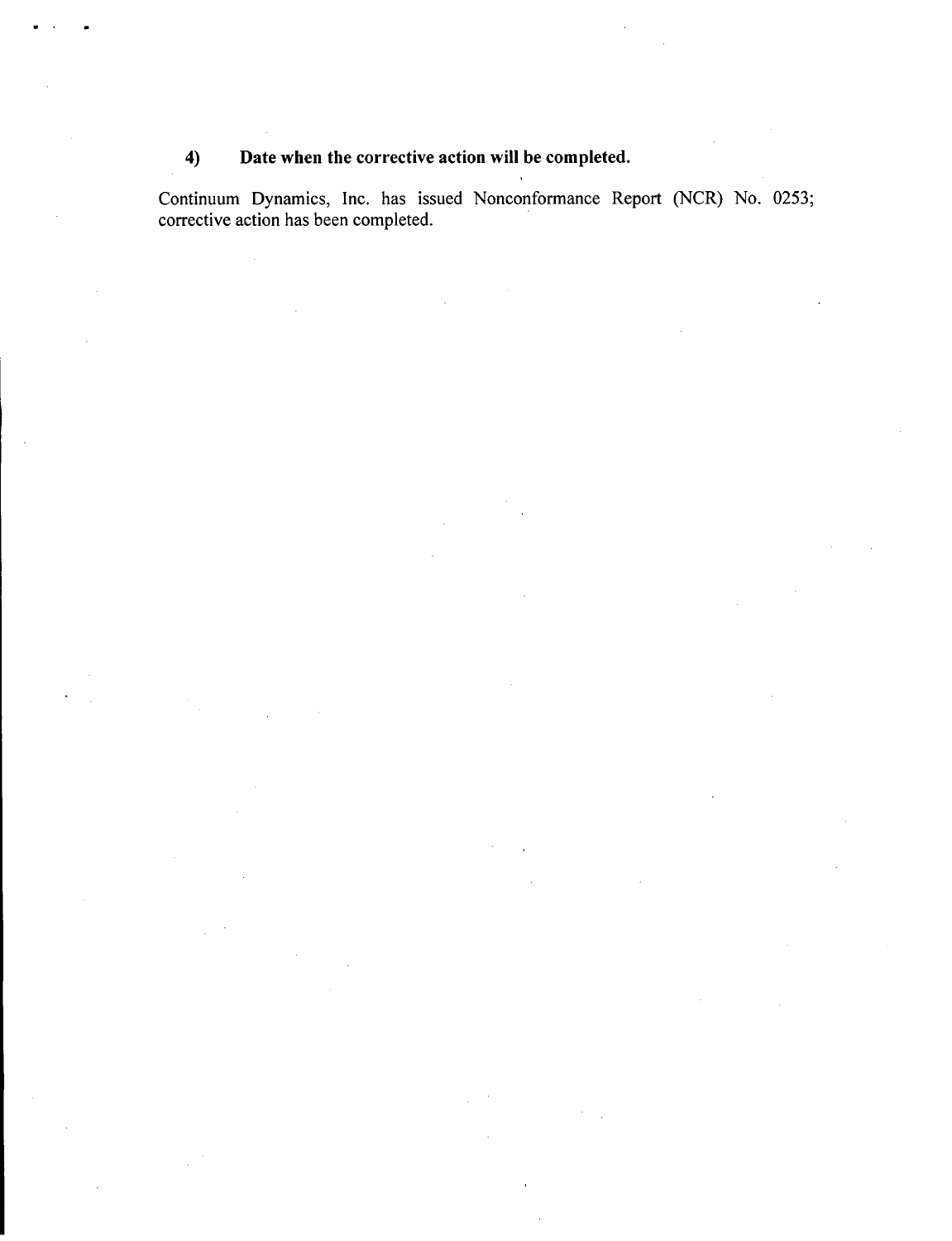**4) Date when the corrective action will be completed.**

Continuum Dynamics, Inc. has issued Nonconformance Report (NCR) No. 0253; corrective action has been completed.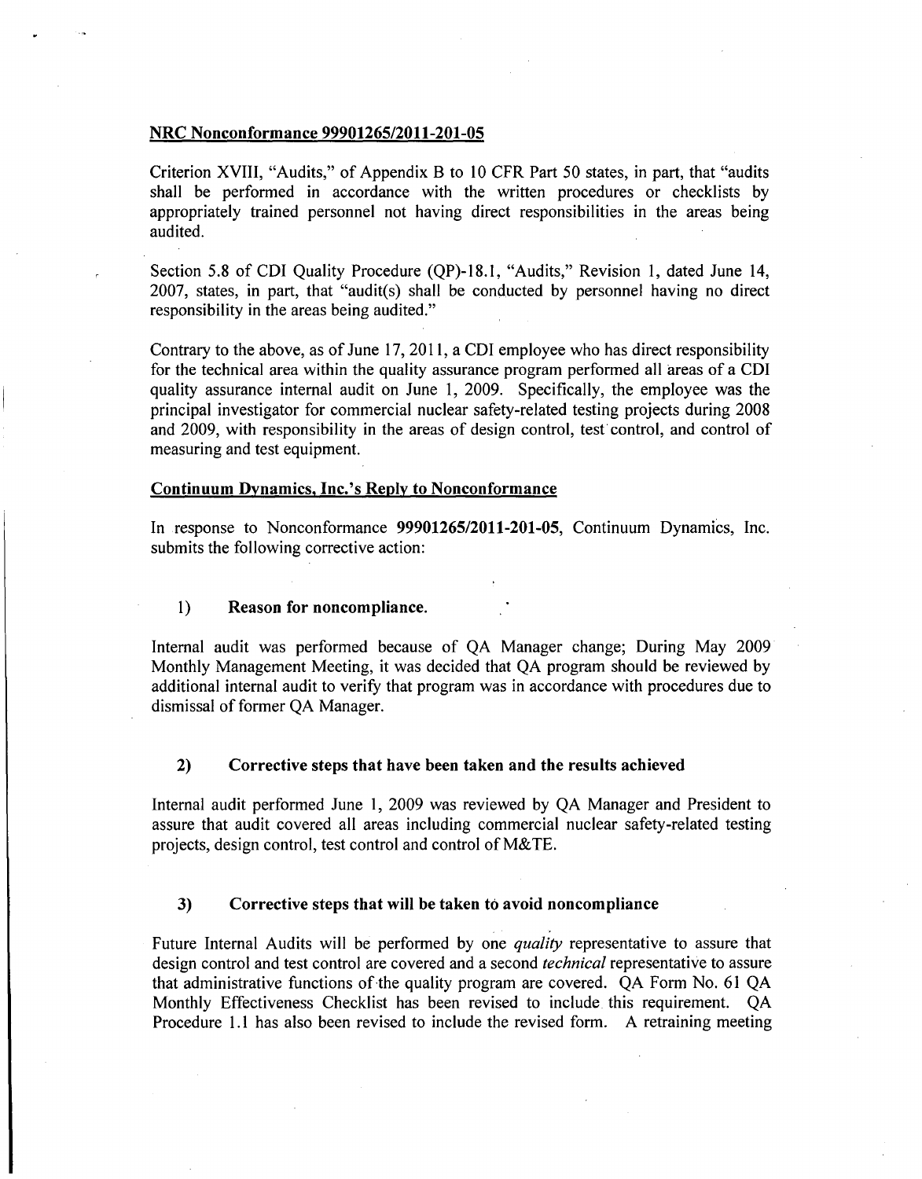**NRC Nonconformance 99901265/2011-201-05**

Criterion XVIII, "Audits," of Appendix B to 10 CFR Part 50 states, in part, that "audits shall be performed in accordance with the written procedures or checklists by appropriately trained personnel not having direct responsibilities in the areas being audited.

Section 5.8 of CDI Quality Procedure (QP)-18.1, "Audits," Revision 1, dated June 14, 2007, states, in part, that "audit(s) shall be conducted by personnel having no direct responsibility in the areas being audited."

Contrary to the above, as of June 17, 2011, a CDI employee who has direct responsibility for the technical area within the quality assurance program performed all areas of a CDI quality assurance internal audit on June 1, 2009. Specifically, the employee was the principal investigator for commercial nuclear safety-related testing projects during 2008 and 2009, with responsibility in the areas of design control, test control, and control of measuring and test equipment.

**Continuum Dynamics, Inc.'s Reply to Nonconformance**

In response to Nonconformance **99901265/2011-201-05**, Continuum Dynamics, Inc. submits the following corrective action:

1) **Reason for noncompliance.**

Internal audit was performed because of QA Manager change; During May 2009 Monthly Management Meeting, it was decided that QA program should be reviewed by additional internal audit to verify that program was in accordance with procedures due to dismissal of former QA Manager.

2) **Corrective steps that have been taken and the results achieved**

Internal audit performed June 1, 2009 was reviewed by QA Manager and President to assure that audit covered all areas including commercial nuclear safety-related testing projects, design control, test control and control of M&TE.

3) **Corrective steps that will be taken to avoid noncompliance**

Future Internal Audits will be performed by one *quality* representative to assure that design control and test control are covered and a second *technical* representative to assure that administrative functions of the quality program are covered. QA Form No. 61 QA Monthly Effectiveness Checklist has been revised to include this requirement. QA Procedure 1.1 has also been revised to include the revised form. A retraining meeting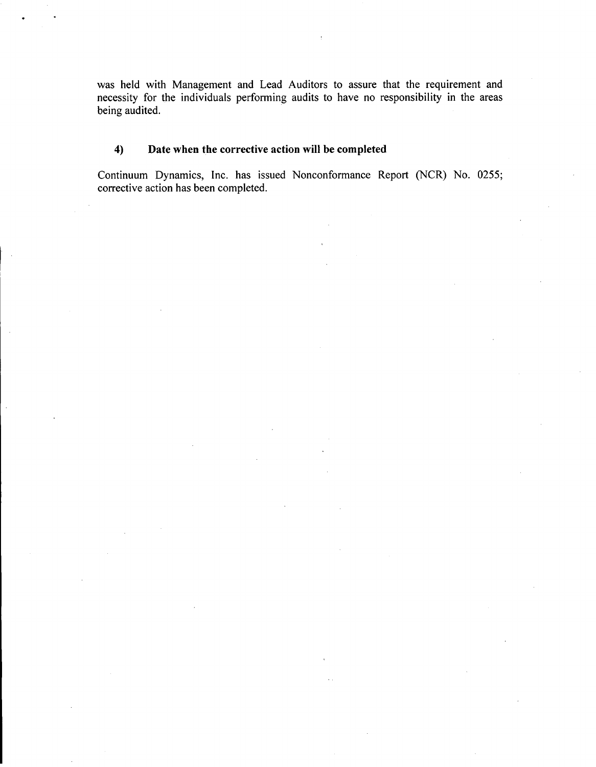was held with Management and Lead Auditors to assure that the requirement and necessity for the individuals performing audits to have no responsibility in the areas being audited.

#### 4) Date when the corrective action will be completed

Continuum Dynamics, Inc. has issued Nonconformance Report (NCR) No. 0255; corrective action has been completed.